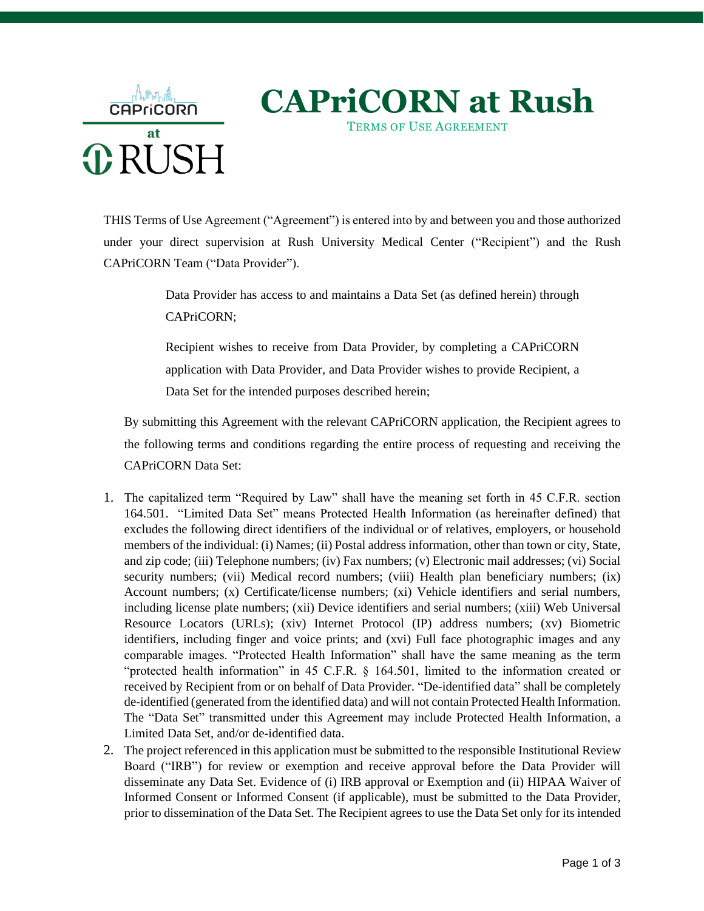# CAPriCORN at Rush

TERMS OF USE AGREEMENT

THIS Terms of Use Agreement ("Agreement") is entered into by and between you and those authorized under your direct supervision at Rush University Medical Center ("Recipient") and the Rush CAPriCORN Team ("Data Provider").

> Data Provider has access to and maintains a Data Set (as defined herein) through CAPriCORN;
>
> Recipient wishes to receive from Data Provider, by completing a CAPriCORN application with Data Provider, and Data Provider wishes to provide Recipient, a Data Set for the intended purposes described herein;

By submitting this Agreement with the relevant CAPriCORN application, the Recipient agrees to the following terms and conditions regarding the entire process of requesting and receiving the CAPriCORN Data Set:

1. The capitalized term "Required by Law" shall have the meaning set forth in 45 C.F.R. section 164.501. "Limited Data Set" means Protected Health Information (as hereinafter defined) that excludes the following direct identifiers of the individual or of relatives, employers, or household members of the individual: (i) Names; (ii) Postal address information, other than town or city, State, and zip code; (iii) Telephone numbers; (iv) Fax numbers; (v) Electronic mail addresses; (vi) Social security numbers; (vii) Medical record numbers; (viii) Health plan beneficiary numbers; (ix) Account numbers; (x) Certificate/license numbers; (xi) Vehicle identifiers and serial numbers, including license plate numbers; (xii) Device identifiers and serial numbers; (xiii) Web Universal Resource Locators (URLs); (xiv) Internet Protocol (IP) address numbers; (xv) Biometric identifiers, including finger and voice prints; and (xvi) Full face photographic images and any comparable images. "Protected Health Information" shall have the same meaning as the term "protected health information" in 45 C.F.R. § 164.501, limited to the information created or received by Recipient from or on behalf of Data Provider. "De-identified data" shall be completely de-identified (generated from the identified data) and will not contain Protected Health Information. The "Data Set" transmitted under this Agreement may include Protected Health Information, a Limited Data Set, and/or de-identified data.
2. The project referenced in this application must be submitted to the responsible Institutional Review Board ("IRB") for review or exemption and receive approval before the Data Provider will disseminate any Data Set. Evidence of (i) IRB approval or Exemption and (ii) HIPAA Waiver of Informed Consent or Informed Consent (if applicable), must be submitted to the Data Provider, prior to dissemination of the Data Set. The Recipient agrees to use the Data Set only for its intended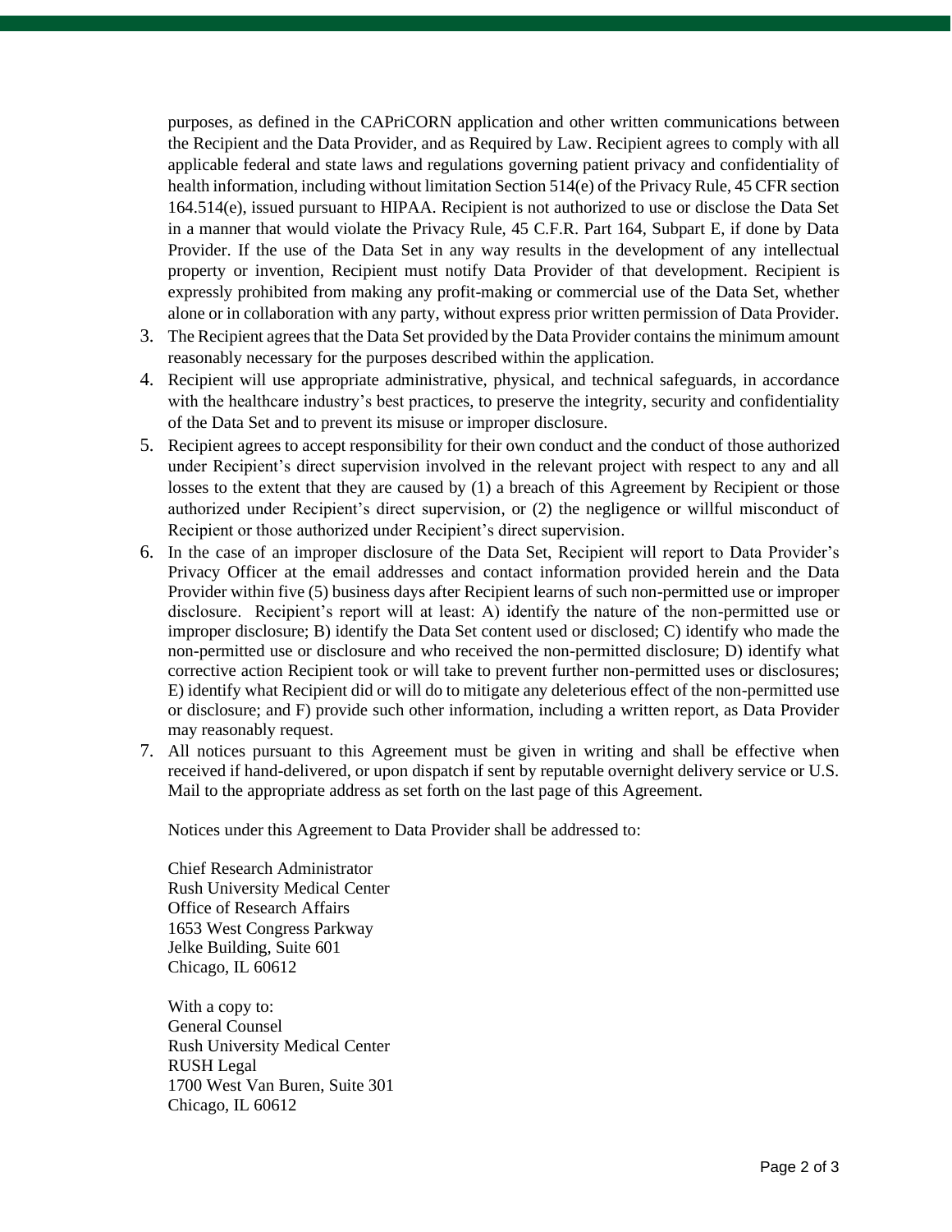purposes, as defined in the CAPriCORN application and other written communications between the Recipient and the Data Provider, and as Required by Law. Recipient agrees to comply with all applicable federal and state laws and regulations governing patient privacy and confidentiality of health information, including without limitation Section 514(e) of the Privacy Rule, 45 CFR section 164.514(e), issued pursuant to HIPAA. Recipient is not authorized to use or disclose the Data Set in a manner that would violate the Privacy Rule, 45 C.F.R. Part 164, Subpart E, if done by Data Provider. If the use of the Data Set in any way results in the development of any intellectual property or invention, Recipient must notify Data Provider of that development. Recipient is expressly prohibited from making any profit-making or commercial use of the Data Set, whether alone or in collaboration with any party, without express prior written permission of Data Provider.

3. The Recipient agrees that the Data Set provided by the Data Provider contains the minimum amount reasonably necessary for the purposes described within the application.
4. Recipient will use appropriate administrative, physical, and technical safeguards, in accordance with the healthcare industry's best practices, to preserve the integrity, security and confidentiality of the Data Set and to prevent its misuse or improper disclosure.
5. Recipient agrees to accept responsibility for their own conduct and the conduct of those authorized under Recipient's direct supervision involved in the relevant project with respect to any and all losses to the extent that they are caused by (1) a breach of this Agreement by Recipient or those authorized under Recipient's direct supervision, or (2) the negligence or willful misconduct of Recipient or those authorized under Recipient's direct supervision.
6. In the case of an improper disclosure of the Data Set, Recipient will report to Data Provider's Privacy Officer at the email addresses and contact information provided herein and the Data Provider within five (5) business days after Recipient learns of such non-permitted use or improper disclosure. Recipient's report will at least: A) identify the nature of the non-permitted use or improper disclosure; B) identify the Data Set content used or disclosed; C) identify who made the non-permitted use or disclosure and who received the non-permitted disclosure; D) identify what corrective action Recipient took or will take to prevent further non-permitted uses or disclosures; E) identify what Recipient did or will do to mitigate any deleterious effect of the non-permitted use or disclosure; and F) provide such other information, including a written report, as Data Provider may reasonably request.
7. All notices pursuant to this Agreement must be given in writing and shall be effective when received if hand-delivered, or upon dispatch if sent by reputable overnight delivery service or U.S. Mail to the appropriate address as set forth on the last page of this Agreement.

   Notices under this Agreement to Data Provider shall be addressed to:

   Chief Research Administrator
   Rush University Medical Center
   Office of Research Affairs
   1653 West Congress Parkway
   Jelke Building, Suite 601
   Chicago, IL 60612

   With a copy to:
   General Counsel
   Rush University Medical Center
   RUSH Legal
   1700 West Van Buren, Suite 301
   Chicago, IL 60612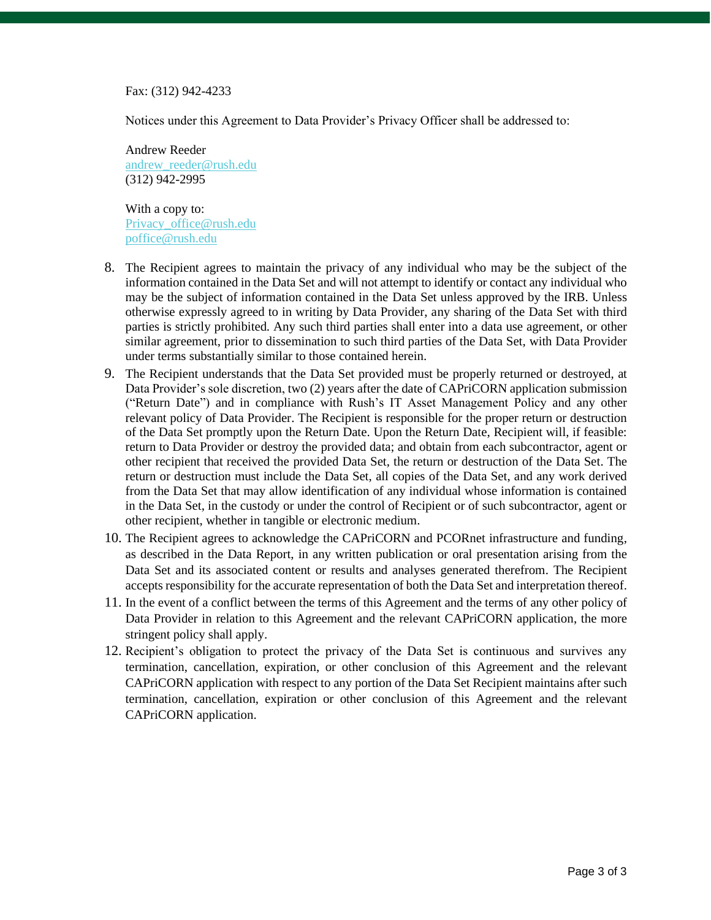Fax: (312) 942-4233

Notices under this Agreement to Data Provider's Privacy Officer shall be addressed to:

Andrew Reeder
andrew_reeder@rush.edu
(312) 942-2995

With a copy to:
Privacy_office@rush.edu
poffice@rush.edu

8. The Recipient agrees to maintain the privacy of any individual who may be the subject of the information contained in the Data Set and will not attempt to identify or contact any individual who may be the subject of information contained in the Data Set unless approved by the IRB. Unless otherwise expressly agreed to in writing by Data Provider, any sharing of the Data Set with third parties is strictly prohibited. Any such third parties shall enter into a data use agreement, or other similar agreement, prior to dissemination to such third parties of the Data Set, with Data Provider under terms substantially similar to those contained herein.
9. The Recipient understands that the Data Set provided must be properly returned or destroyed, at Data Provider's sole discretion, two (2) years after the date of CAPriCORN application submission ("Return Date") and in compliance with Rush's IT Asset Management Policy and any other relevant policy of Data Provider. The Recipient is responsible for the proper return or destruction of the Data Set promptly upon the Return Date. Upon the Return Date, Recipient will, if feasible: return to Data Provider or destroy the provided data; and obtain from each subcontractor, agent or other recipient that received the provided Data Set, the return or destruction of the Data Set. The return or destruction must include the Data Set, all copies of the Data Set, and any work derived from the Data Set that may allow identification of any individual whose information is contained in the Data Set, in the custody or under the control of Recipient or of such subcontractor, agent or other recipient, whether in tangible or electronic medium.
10. The Recipient agrees to acknowledge the CAPriCORN and PCORnet infrastructure and funding, as described in the Data Report, in any written publication or oral presentation arising from the Data Set and its associated content or results and analyses generated therefrom. The Recipient accepts responsibility for the accurate representation of both the Data Set and interpretation thereof.
11. In the event of a conflict between the terms of this Agreement and the terms of any other policy of Data Provider in relation to this Agreement and the relevant CAPriCORN application, the more stringent policy shall apply.
12. Recipient's obligation to protect the privacy of the Data Set is continuous and survives any termination, cancellation, expiration, or other conclusion of this Agreement and the relevant CAPriCORN application with respect to any portion of the Data Set Recipient maintains after such termination, cancellation, expiration or other conclusion of this Agreement and the relevant CAPriCORN application.